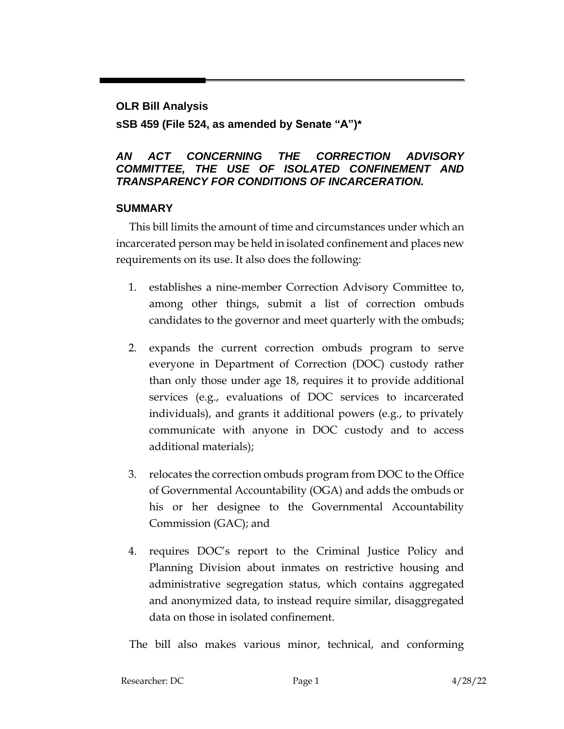## OLR Bill Analysis

**sSB 459 (File 524, as amended by Senate "A")***

### *AN ACT CONCERNING THE CORRECTION ADVISORY COMMITTEE, THE USE OF ISOLATED CONFINEMENT AND TRANSPARENCY FOR CONDITIONS OF INCARCERATION.*

### SUMMARY

This bill limits the amount of time and circumstances under which an incarcerated person may be held in isolated confinement and places new requirements on its use. It also does the following:

1. establishes a nine-member Correction Advisory Committee to, among other things, submit a list of correction ombuds candidates to the governor and meet quarterly with the ombuds;
2. expands the current correction ombuds program to serve everyone in Department of Correction (DOC) custody rather than only those under age 18, requires it to provide additional services (e.g., evaluations of DOC services to incarcerated individuals), and grants it additional powers (e.g., to privately communicate with anyone in DOC custody and to access additional materials);
3. relocates the correction ombuds program from DOC to the Office of Governmental Accountability (OGA) and adds the ombuds or his or her designee to the Governmental Accountability Commission (GAC); and
4. requires DOC's report to the Criminal Justice Policy and Planning Division about inmates on restrictive housing and administrative segregation status, which contains aggregated and anonymized data, to instead require similar, disaggregated data on those in isolated confinement.

The bill also makes various minor, technical, and conforming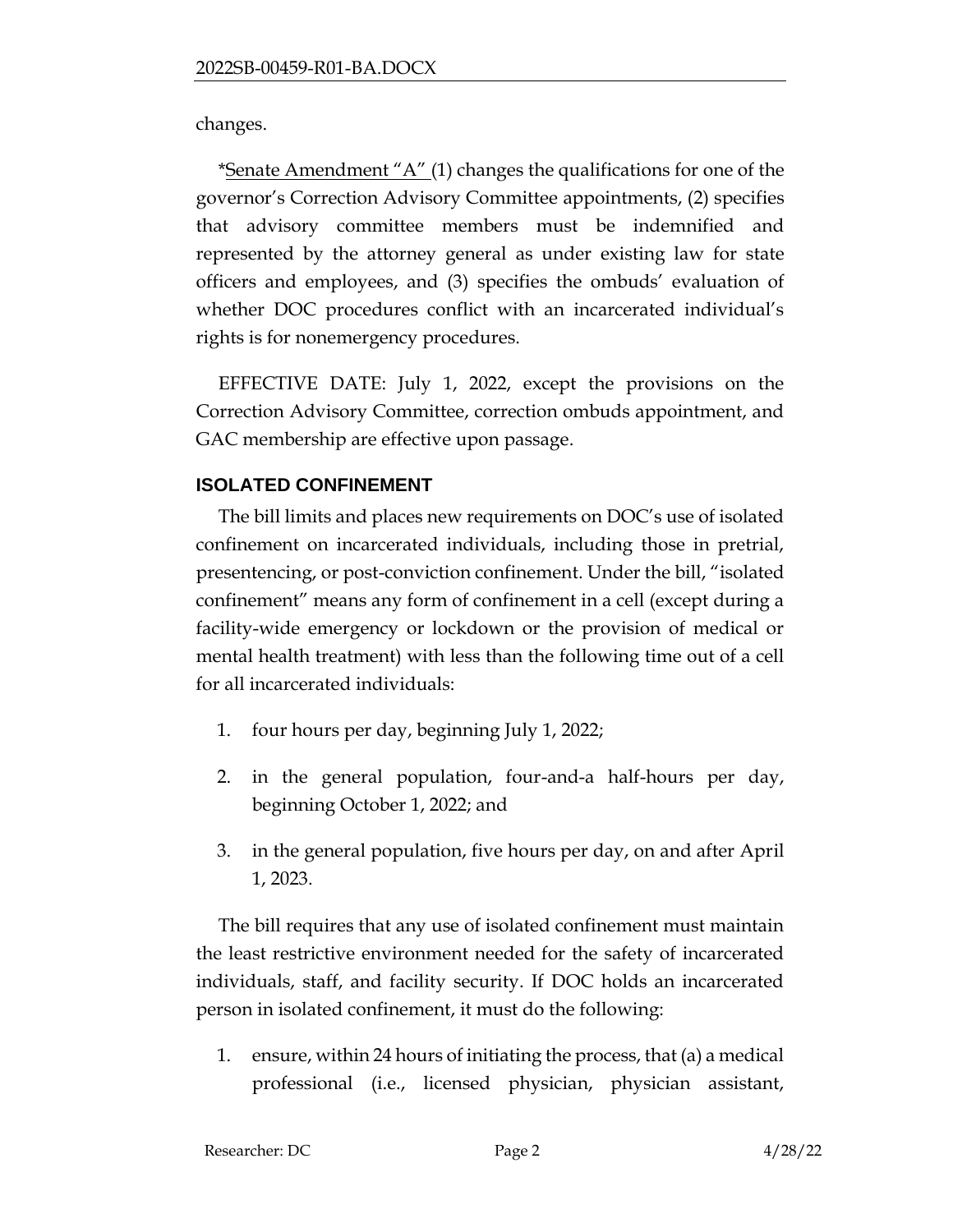changes.

*Senate Amendment "A" (1) changes the qualifications for one of the governor's Correction Advisory Committee appointments, (2) specifies that advisory committee members must be indemnified and represented by the attorney general as under existing law for state officers and employees, and (3) specifies the ombuds' evaluation of whether DOC procedures conflict with an incarcerated individual's rights is for nonemergency procedures.

EFFECTIVE DATE: July 1, 2022, except the provisions on the Correction Advisory Committee, correction ombuds appointment, and GAC membership are effective upon passage.

## ISOLATED CONFINEMENT

The bill limits and places new requirements on DOC's use of isolated confinement on incarcerated individuals, including those in pretrial, presentencing, or post-conviction confinement. Under the bill, "isolated confinement" means any form of confinement in a cell (except during a facility-wide emergency or lockdown or the provision of medical or mental health treatment) with less than the following time out of a cell for all incarcerated individuals:

1. four hours per day, beginning July 1, 2022;
2. in the general population, four-and-a half-hours per day, beginning October 1, 2022; and
3. in the general population, five hours per day, on and after April 1, 2023.

The bill requires that any use of isolated confinement must maintain the least restrictive environment needed for the safety of incarcerated individuals, staff, and facility security. If DOC holds an incarcerated person in isolated confinement, it must do the following:

1. ensure, within 24 hours of initiating the process, that (a) a medical professional (i.e., licensed physician, physician assistant,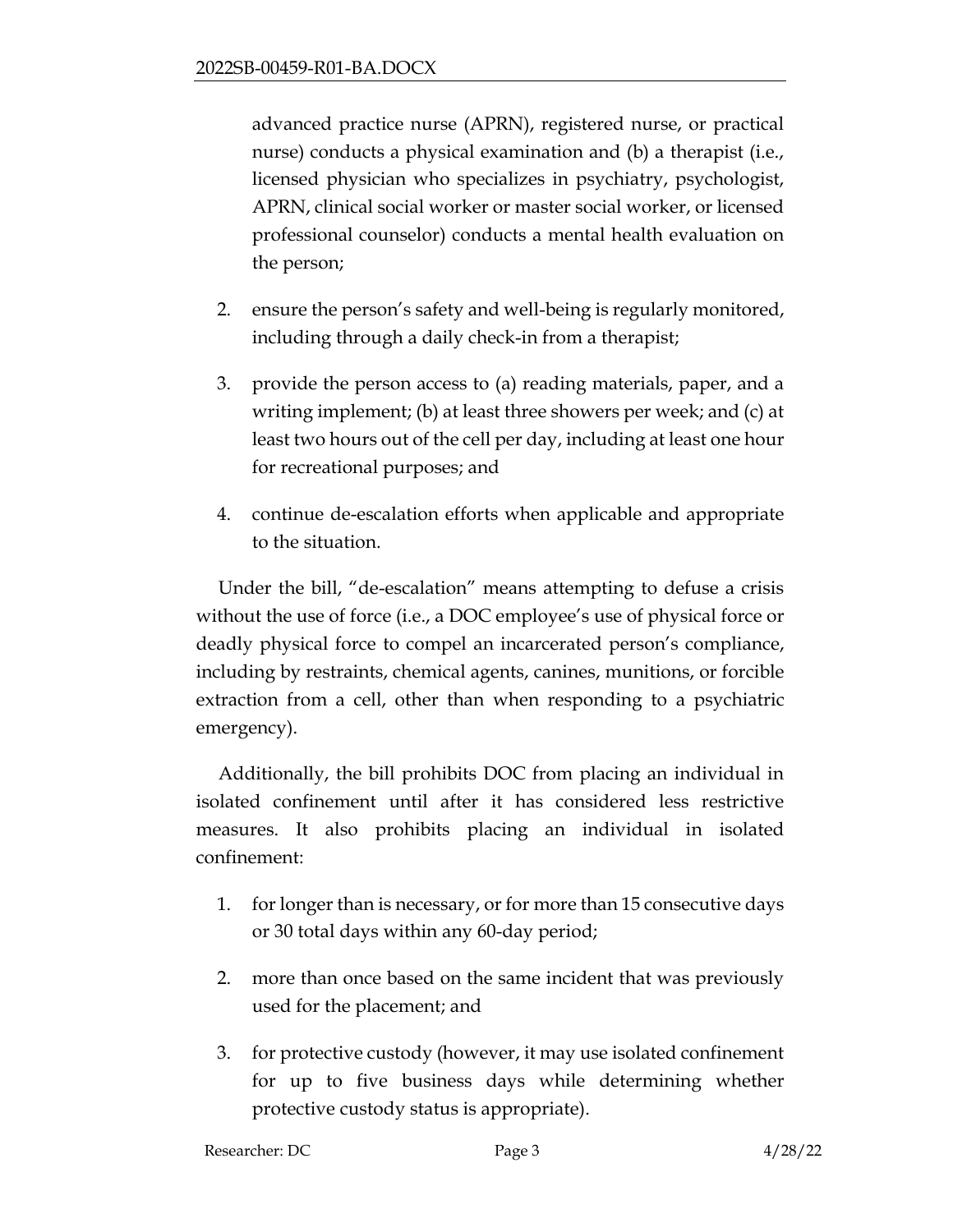advanced practice nurse (APRN), registered nurse, or practical nurse) conducts a physical examination and (b) a therapist (i.e., licensed physician who specializes in psychiatry, psychologist, APRN, clinical social worker or master social worker, or licensed professional counselor) conducts a mental health evaluation on the person;

2. ensure the person's safety and well-being is regularly monitored, including through a daily check-in from a therapist;
3. provide the person access to (a) reading materials, paper, and a writing implement; (b) at least three showers per week; and (c) at least two hours out of the cell per day, including at least one hour for recreational purposes; and
4. continue de-escalation efforts when applicable and appropriate to the situation.

Under the bill, "de-escalation" means attempting to defuse a crisis without the use of force (i.e., a DOC employee's use of physical force or deadly physical force to compel an incarcerated person's compliance, including by restraints, chemical agents, canines, munitions, or forcible extraction from a cell, other than when responding to a psychiatric emergency).

Additionally, the bill prohibits DOC from placing an individual in isolated confinement until after it has considered less restrictive measures. It also prohibits placing an individual in isolated confinement:

1. for longer than is necessary, or for more than 15 consecutive days or 30 total days within any 60-day period;
2. more than once based on the same incident that was previously used for the placement; and
3. for protective custody (however, it may use isolated confinement for up to five business days while determining whether protective custody status is appropriate).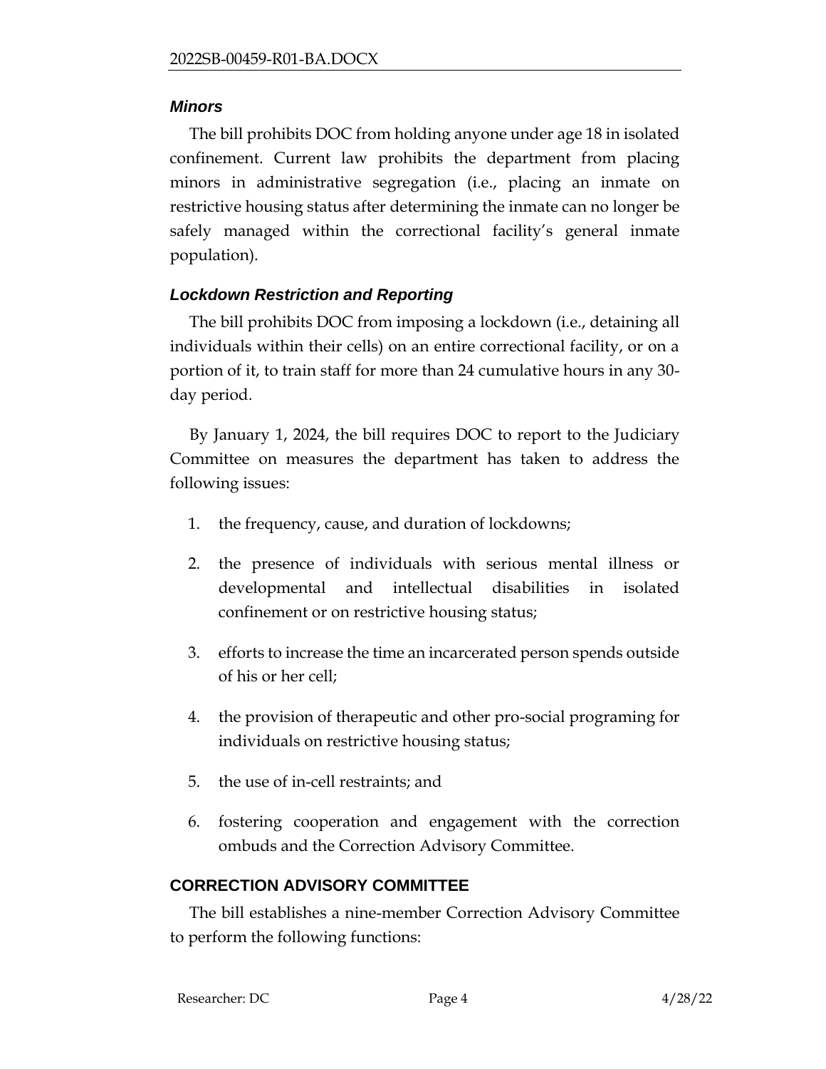### *Minors*

The bill prohibits DOC from holding anyone under age 18 in isolated confinement. Current law prohibits the department from placing minors in administrative segregation (i.e., placing an inmate on restrictive housing status after determining the inmate can no longer be safely managed within the correctional facility's general inmate population).

### *Lockdown Restriction and Reporting*

The bill prohibits DOC from imposing a lockdown (i.e., detaining all individuals within their cells) on an entire correctional facility, or on a portion of it, to train staff for more than 24 cumulative hours in any 30-day period.

By January 1, 2024, the bill requires DOC to report to the Judiciary Committee on measures the department has taken to address the following issues:

1. the frequency, cause, and duration of lockdowns;
2. the presence of individuals with serious mental illness or developmental and intellectual disabilities in isolated confinement or on restrictive housing status;
3. efforts to increase the time an incarcerated person spends outside of his or her cell;
4. the provision of therapeutic and other pro-social programing for individuals on restrictive housing status;
5. the use of in-cell restraints; and
6. fostering cooperation and engagement with the correction ombuds and the Correction Advisory Committee.

## CORRECTION ADVISORY COMMITTEE

The bill establishes a nine-member Correction Advisory Committee to perform the following functions: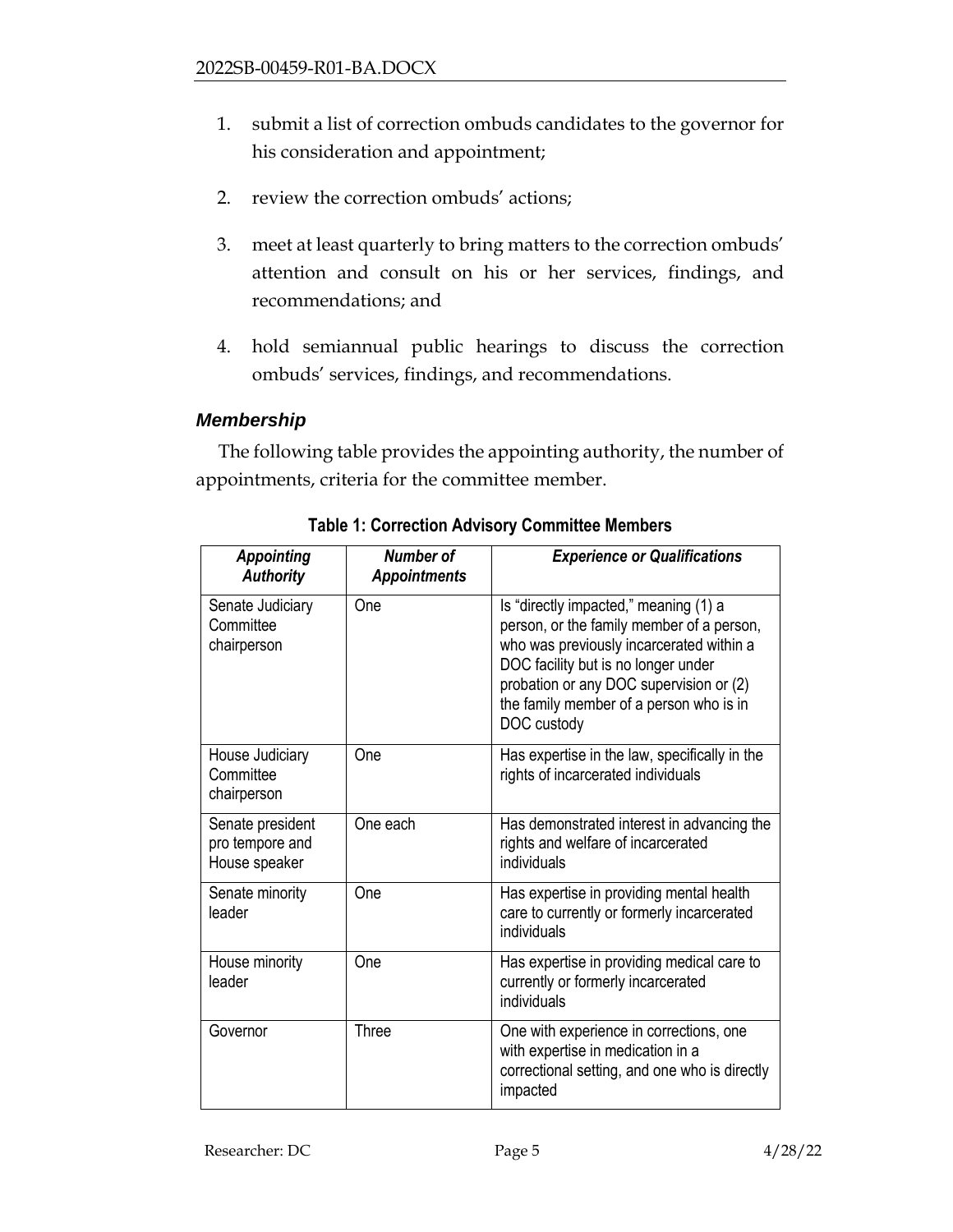1. submit a list of correction ombuds candidates to the governor for his consideration and appointment;

2. review the correction ombuds' actions;

3. meet at least quarterly to bring matters to the correction ombuds' attention and consult on his or her services, findings, and recommendations; and

4. hold semiannual public hearings to discuss the correction ombuds' services, findings, and recommendations.

### *Membership*

The following table provides the appointing authority, the number of appointments, criteria for the committee member.

**Table 1: Correction Advisory Committee Members**

| *Appointing Authority* | *Number of Appointments* | *Experience or Qualifications* |
|---|---|---|
| Senate Judiciary Committee chairperson | One | Is "directly impacted," meaning (1) a person, or the family member of a person, who was previously incarcerated within a DOC facility but is no longer under probation or any DOC supervision or (2) the family member of a person who is in DOC custody |
| House Judiciary Committee chairperson | One | Has expertise in the law, specifically in the rights of incarcerated individuals |
| Senate president pro tempore and House speaker | One each | Has demonstrated interest in advancing the rights and welfare of incarcerated individuals |
| Senate minority leader | One | Has expertise in providing mental health care to currently or formerly incarcerated individuals |
| House minority leader | One | Has expertise in providing medical care to currently or formerly incarcerated individuals |
| Governor | Three | One with experience in corrections, one with expertise in medication in a correctional setting, and one who is directly impacted |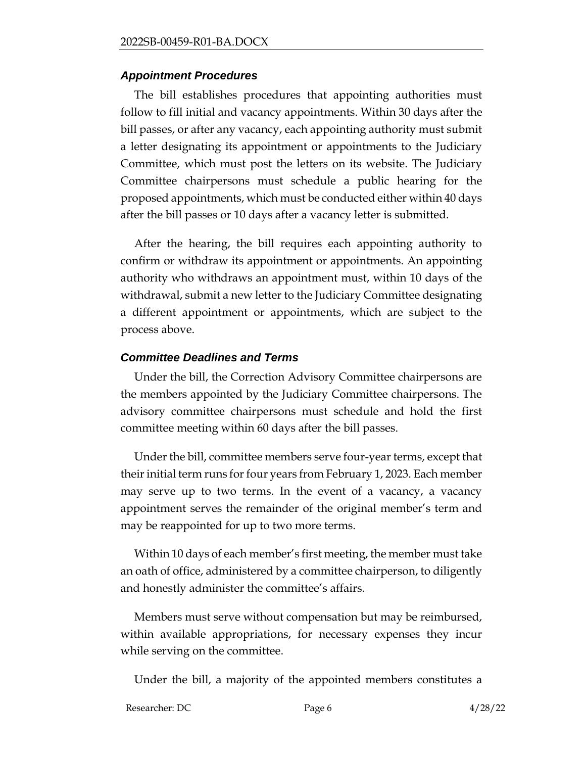### *Appointment Procedures*

The bill establishes procedures that appointing authorities must follow to fill initial and vacancy appointments. Within 30 days after the bill passes, or after any vacancy, each appointing authority must submit a letter designating its appointment or appointments to the Judiciary Committee, which must post the letters on its website. The Judiciary Committee chairpersons must schedule a public hearing for the proposed appointments, which must be conducted either within 40 days after the bill passes or 10 days after a vacancy letter is submitted.

After the hearing, the bill requires each appointing authority to confirm or withdraw its appointment or appointments. An appointing authority who withdraws an appointment must, within 10 days of the withdrawal, submit a new letter to the Judiciary Committee designating a different appointment or appointments, which are subject to the process above.

### *Committee Deadlines and Terms*

Under the bill, the Correction Advisory Committee chairpersons are the members appointed by the Judiciary Committee chairpersons. The advisory committee chairpersons must schedule and hold the first committee meeting within 60 days after the bill passes.

Under the bill, committee members serve four-year terms, except that their initial term runs for four years from February 1, 2023. Each member may serve up to two terms. In the event of a vacancy, a vacancy appointment serves the remainder of the original member's term and may be reappointed for up to two more terms.

Within 10 days of each member's first meeting, the member must take an oath of office, administered by a committee chairperson, to diligently and honestly administer the committee's affairs.

Members must serve without compensation but may be reimbursed, within available appropriations, for necessary expenses they incur while serving on the committee.

Under the bill, a majority of the appointed members constitutes a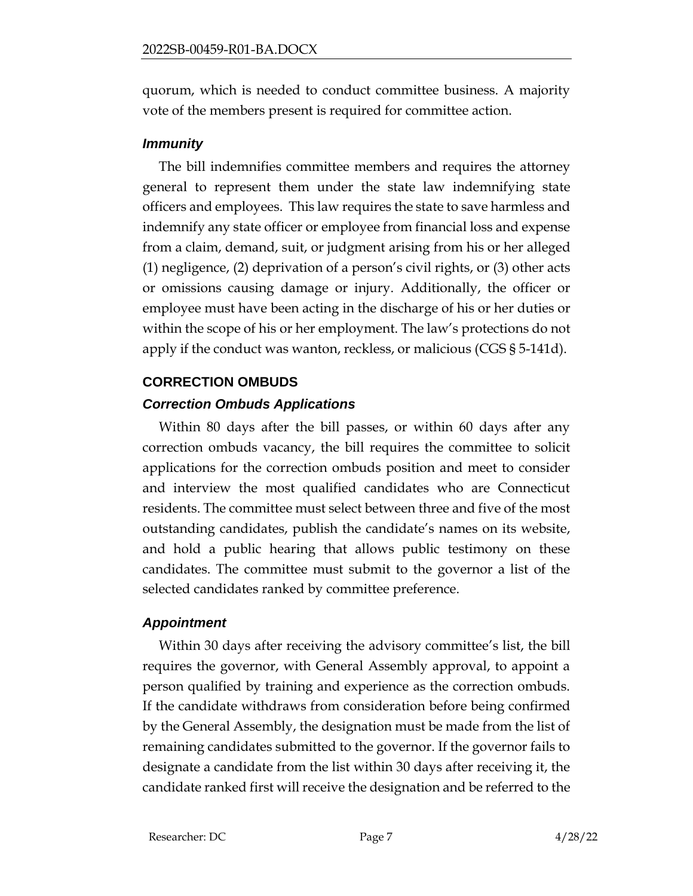quorum, which is needed to conduct committee business. A majority vote of the members present is required for committee action.

### *Immunity*

The bill indemnifies committee members and requires the attorney general to represent them under the state law indemnifying state officers and employees. This law requires the state to save harmless and indemnify any state officer or employee from financial loss and expense from a claim, demand, suit, or judgment arising from his or her alleged (1) negligence, (2) deprivation of a person's civil rights, or (3) other acts or omissions causing damage or injury. Additionally, the officer or employee must have been acting in the discharge of his or her duties or within the scope of his or her employment. The law's protections do not apply if the conduct was wanton, reckless, or malicious (CGS § 5-141d).

## CORRECTION OMBUDS

### *Correction Ombuds Applications*

Within 80 days after the bill passes, or within 60 days after any correction ombuds vacancy, the bill requires the committee to solicit applications for the correction ombuds position and meet to consider and interview the most qualified candidates who are Connecticut residents. The committee must select between three and five of the most outstanding candidates, publish the candidate's names on its website, and hold a public hearing that allows public testimony on these candidates. The committee must submit to the governor a list of the selected candidates ranked by committee preference.

### *Appointment*

Within 30 days after receiving the advisory committee's list, the bill requires the governor, with General Assembly approval, to appoint a person qualified by training and experience as the correction ombuds. If the candidate withdraws from consideration before being confirmed by the General Assembly, the designation must be made from the list of remaining candidates submitted to the governor. If the governor fails to designate a candidate from the list within 30 days after receiving it, the candidate ranked first will receive the designation and be referred to the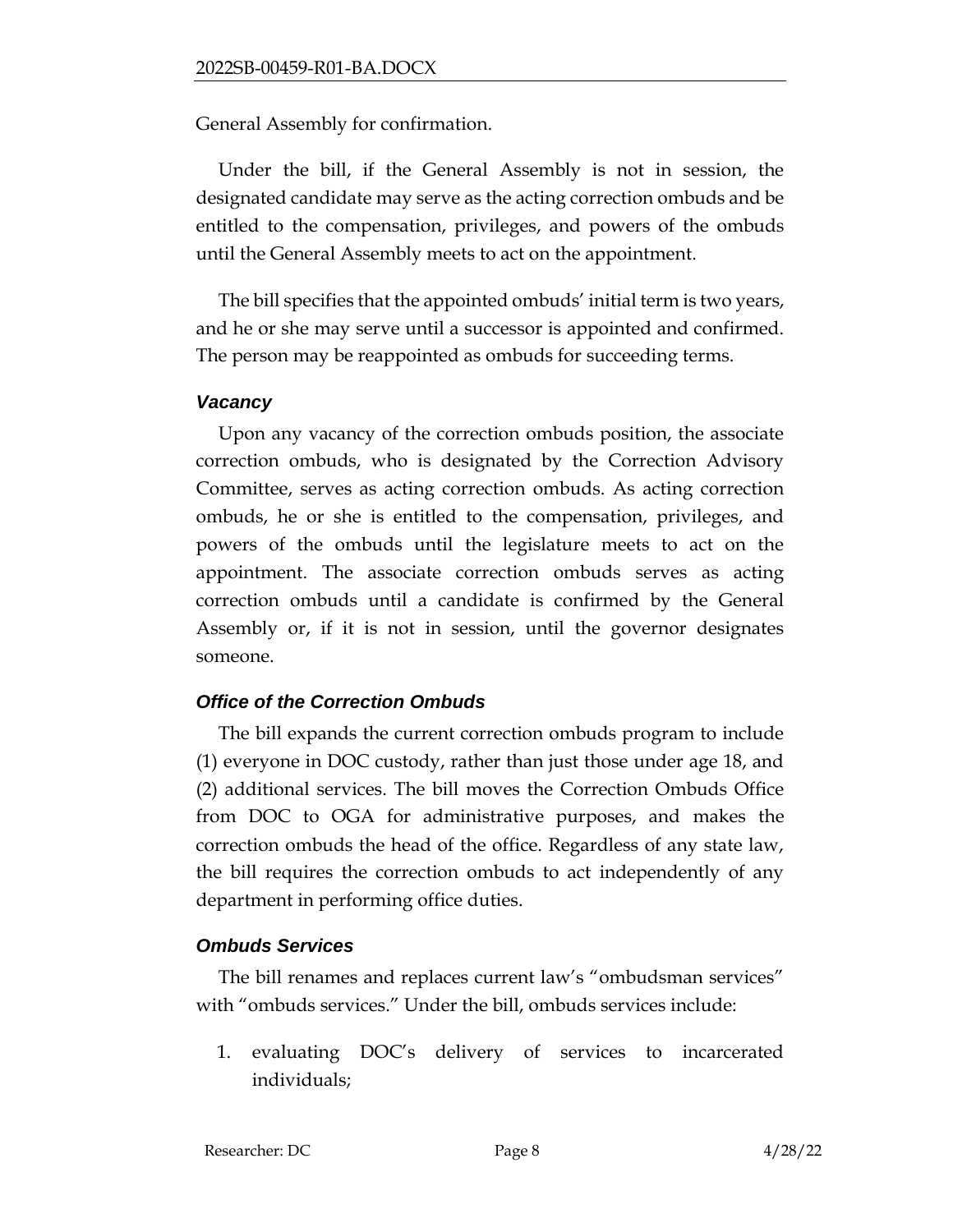General Assembly for confirmation.

Under the bill, if the General Assembly is not in session, the designated candidate may serve as the acting correction ombuds and be entitled to the compensation, privileges, and powers of the ombuds until the General Assembly meets to act on the appointment.

The bill specifies that the appointed ombuds' initial term is two years, and he or she may serve until a successor is appointed and confirmed. The person may be reappointed as ombuds for succeeding terms.

### *Vacancy*

Upon any vacancy of the correction ombuds position, the associate correction ombuds, who is designated by the Correction Advisory Committee, serves as acting correction ombuds. As acting correction ombuds, he or she is entitled to the compensation, privileges, and powers of the ombuds until the legislature meets to act on the appointment. The associate correction ombuds serves as acting correction ombuds until a candidate is confirmed by the General Assembly or, if it is not in session, until the governor designates someone.

### *Office of the Correction Ombuds*

The bill expands the current correction ombuds program to include (1) everyone in DOC custody, rather than just those under age 18, and (2) additional services. The bill moves the Correction Ombuds Office from DOC to OGA for administrative purposes, and makes the correction ombuds the head of the office. Regardless of any state law, the bill requires the correction ombuds to act independently of any department in performing office duties.

### *Ombuds Services*

The bill renames and replaces current law's "ombudsman services" with "ombuds services." Under the bill, ombuds services include:

1. evaluating DOC's delivery of services to incarcerated individuals;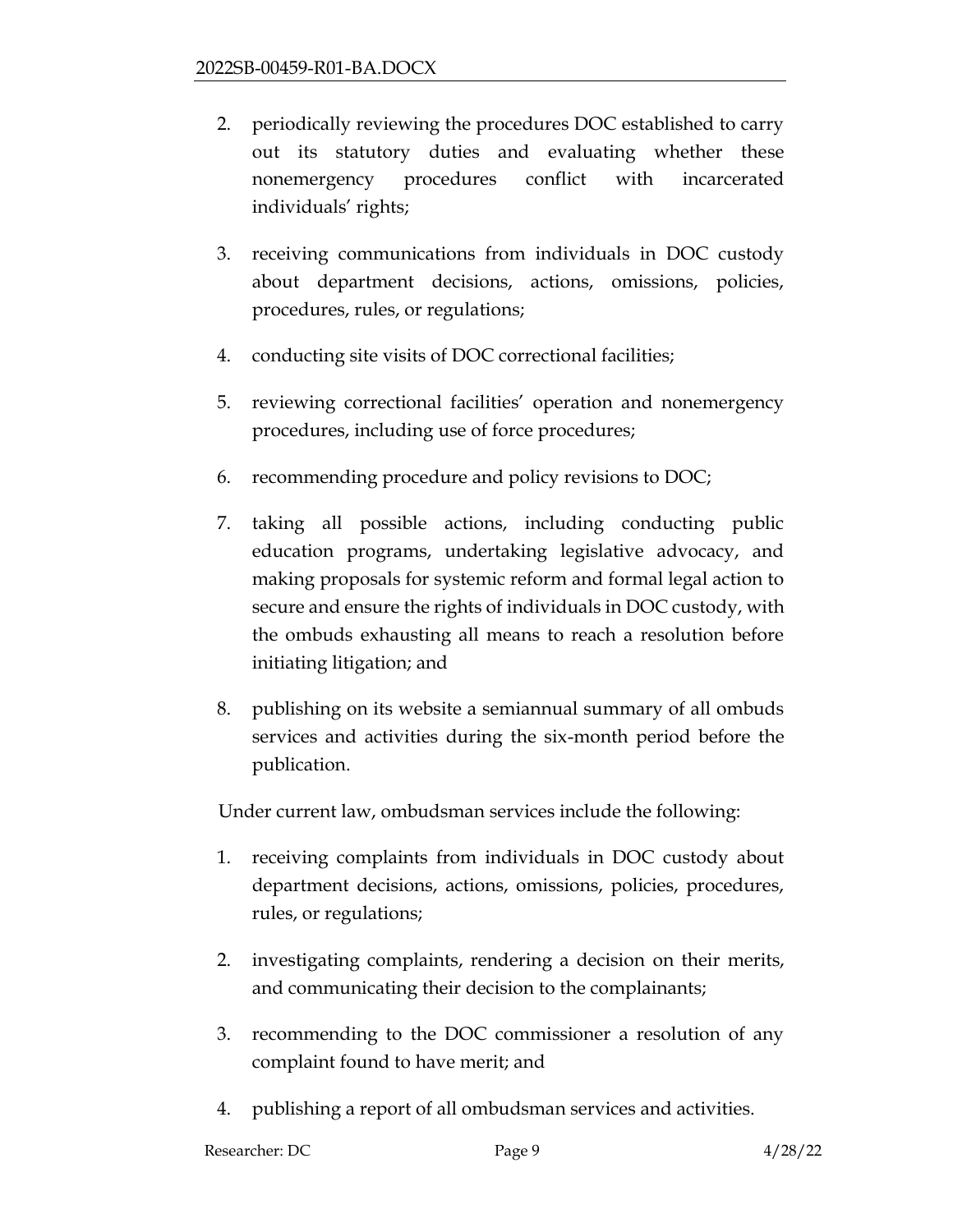2. periodically reviewing the procedures DOC established to carry out its statutory duties and evaluating whether these nonemergency procedures conflict with incarcerated individuals' rights;

3. receiving communications from individuals in DOC custody about department decisions, actions, omissions, policies, procedures, rules, or regulations;

4. conducting site visits of DOC correctional facilities;

5. reviewing correctional facilities' operation and nonemergency procedures, including use of force procedures;

6. recommending procedure and policy revisions to DOC;

7. taking all possible actions, including conducting public education programs, undertaking legislative advocacy, and making proposals for systemic reform and formal legal action to secure and ensure the rights of individuals in DOC custody, with the ombuds exhausting all means to reach a resolution before initiating litigation; and

8. publishing on its website a semiannual summary of all ombuds services and activities during the six-month period before the publication.

Under current law, ombudsman services include the following:

1. receiving complaints from individuals in DOC custody about department decisions, actions, omissions, policies, procedures, rules, or regulations;

2. investigating complaints, rendering a decision on their merits, and communicating their decision to the complainants;

3. recommending to the DOC commissioner a resolution of any complaint found to have merit; and

4. publishing a report of all ombudsman services and activities.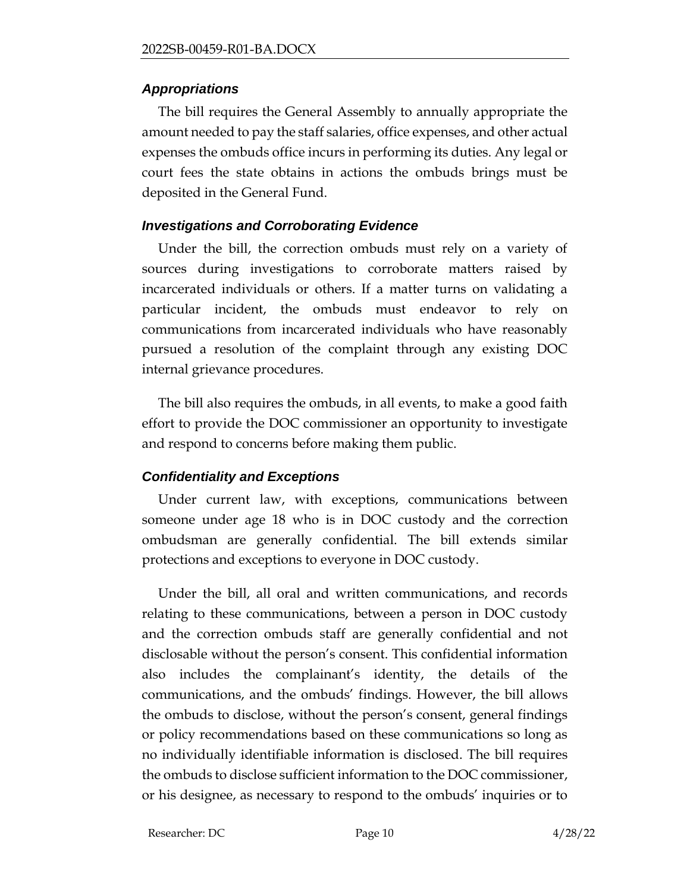### *Appropriations*

The bill requires the General Assembly to annually appropriate the amount needed to pay the staff salaries, office expenses, and other actual expenses the ombuds office incurs in performing its duties. Any legal or court fees the state obtains in actions the ombuds brings must be deposited in the General Fund.

### *Investigations and Corroborating Evidence*

Under the bill, the correction ombuds must rely on a variety of sources during investigations to corroborate matters raised by incarcerated individuals or others. If a matter turns on validating a particular incident, the ombuds must endeavor to rely on communications from incarcerated individuals who have reasonably pursued a resolution of the complaint through any existing DOC internal grievance procedures.

The bill also requires the ombuds, in all events, to make a good faith effort to provide the DOC commissioner an opportunity to investigate and respond to concerns before making them public.

### *Confidentiality and Exceptions*

Under current law, with exceptions, communications between someone under age 18 who is in DOC custody and the correction ombudsman are generally confidential. The bill extends similar protections and exceptions to everyone in DOC custody.

Under the bill, all oral and written communications, and records relating to these communications, between a person in DOC custody and the correction ombuds staff are generally confidential and not disclosable without the person's consent. This confidential information also includes the complainant's identity, the details of the communications, and the ombuds' findings. However, the bill allows the ombuds to disclose, without the person's consent, general findings or policy recommendations based on these communications so long as no individually identifiable information is disclosed. The bill requires the ombuds to disclose sufficient information to the DOC commissioner, or his designee, as necessary to respond to the ombuds' inquiries or to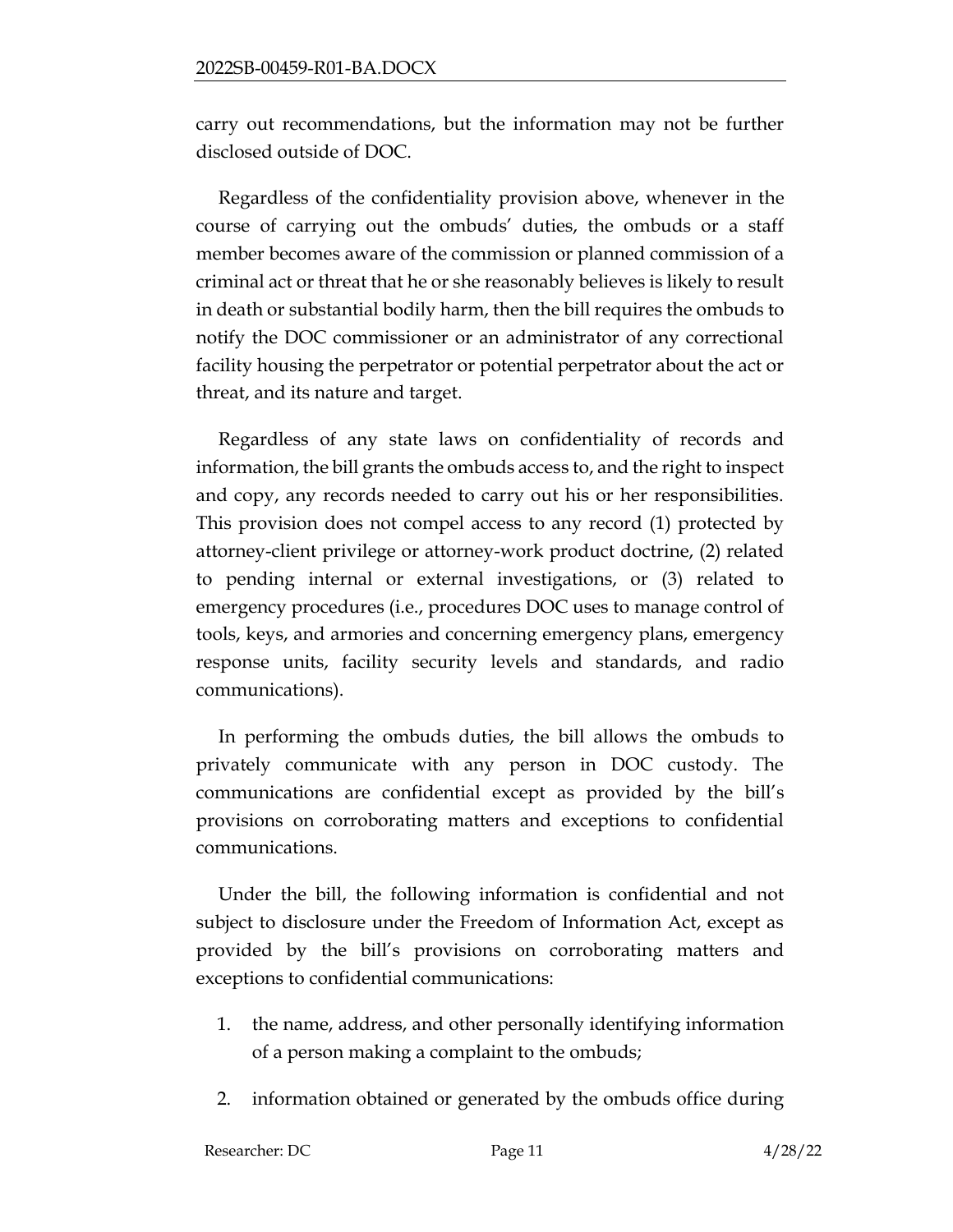carry out recommendations, but the information may not be further disclosed outside of DOC.

Regardless of the confidentiality provision above, whenever in the course of carrying out the ombuds' duties, the ombuds or a staff member becomes aware of the commission or planned commission of a criminal act or threat that he or she reasonably believes is likely to result in death or substantial bodily harm, then the bill requires the ombuds to notify the DOC commissioner or an administrator of any correctional facility housing the perpetrator or potential perpetrator about the act or threat, and its nature and target.

Regardless of any state laws on confidentiality of records and information, the bill grants the ombuds access to, and the right to inspect and copy, any records needed to carry out his or her responsibilities. This provision does not compel access to any record (1) protected by attorney-client privilege or attorney-work product doctrine, (2) related to pending internal or external investigations, or (3) related to emergency procedures (i.e., procedures DOC uses to manage control of tools, keys, and armories and concerning emergency plans, emergency response units, facility security levels and standards, and radio communications).

In performing the ombuds duties, the bill allows the ombuds to privately communicate with any person in DOC custody. The communications are confidential except as provided by the bill's provisions on corroborating matters and exceptions to confidential communications.

Under the bill, the following information is confidential and not subject to disclosure under the Freedom of Information Act, except as provided by the bill's provisions on corroborating matters and exceptions to confidential communications:

1. the name, address, and other personally identifying information of a person making a complaint to the ombuds;
2. information obtained or generated by the ombuds office during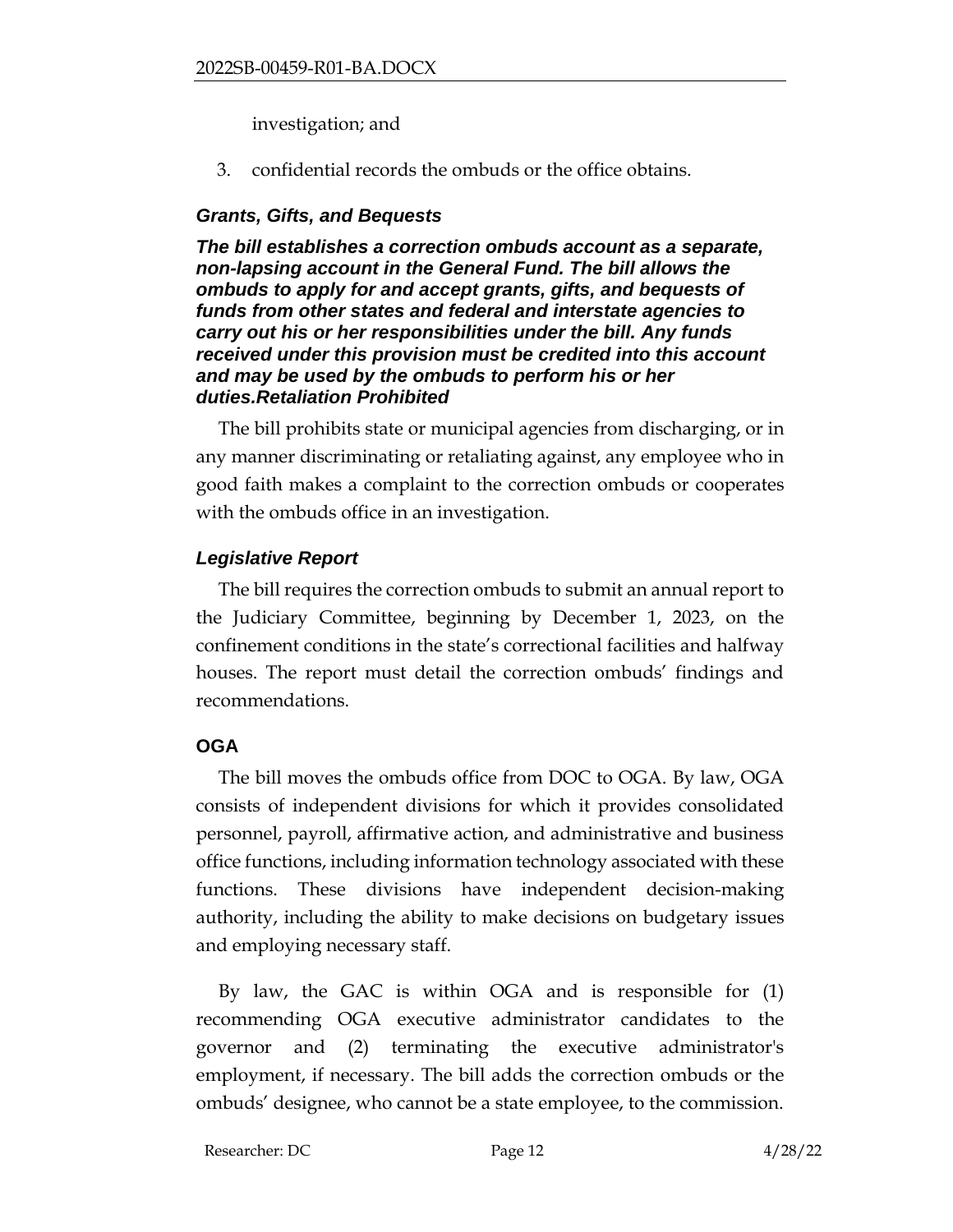investigation; and

3. confidential records the ombuds or the office obtains.

### *Grants, Gifts, and Bequests*

***The bill establishes a correction ombuds account as a separate, non-lapsing account in the General Fund. The bill allows the ombuds to apply for and accept grants, gifts, and bequests of funds from other states and federal and interstate agencies to carry out his or her responsibilities under the bill. Any funds received under this provision must be credited into this account and may be used by the ombuds to perform his or her duties.Retaliation Prohibited***

The bill prohibits state or municipal agencies from discharging, or in any manner discriminating or retaliating against, any employee who in good faith makes a complaint to the correction ombuds or cooperates with the ombuds office in an investigation.

### *Legislative Report*

The bill requires the correction ombuds to submit an annual report to the Judiciary Committee, beginning by December 1, 2023, on the confinement conditions in the state's correctional facilities and halfway houses. The report must detail the correction ombuds' findings and recommendations.

## OGA

The bill moves the ombuds office from DOC to OGA. By law, OGA consists of independent divisions for which it provides consolidated personnel, payroll, affirmative action, and administrative and business office functions, including information technology associated with these functions. These divisions have independent decision-making authority, including the ability to make decisions on budgetary issues and employing necessary staff.

By law, the GAC is within OGA and is responsible for (1) recommending OGA executive administrator candidates to the governor and (2) terminating the executive administrator's employment, if necessary. The bill adds the correction ombuds or the ombuds' designee, who cannot be a state employee, to the commission.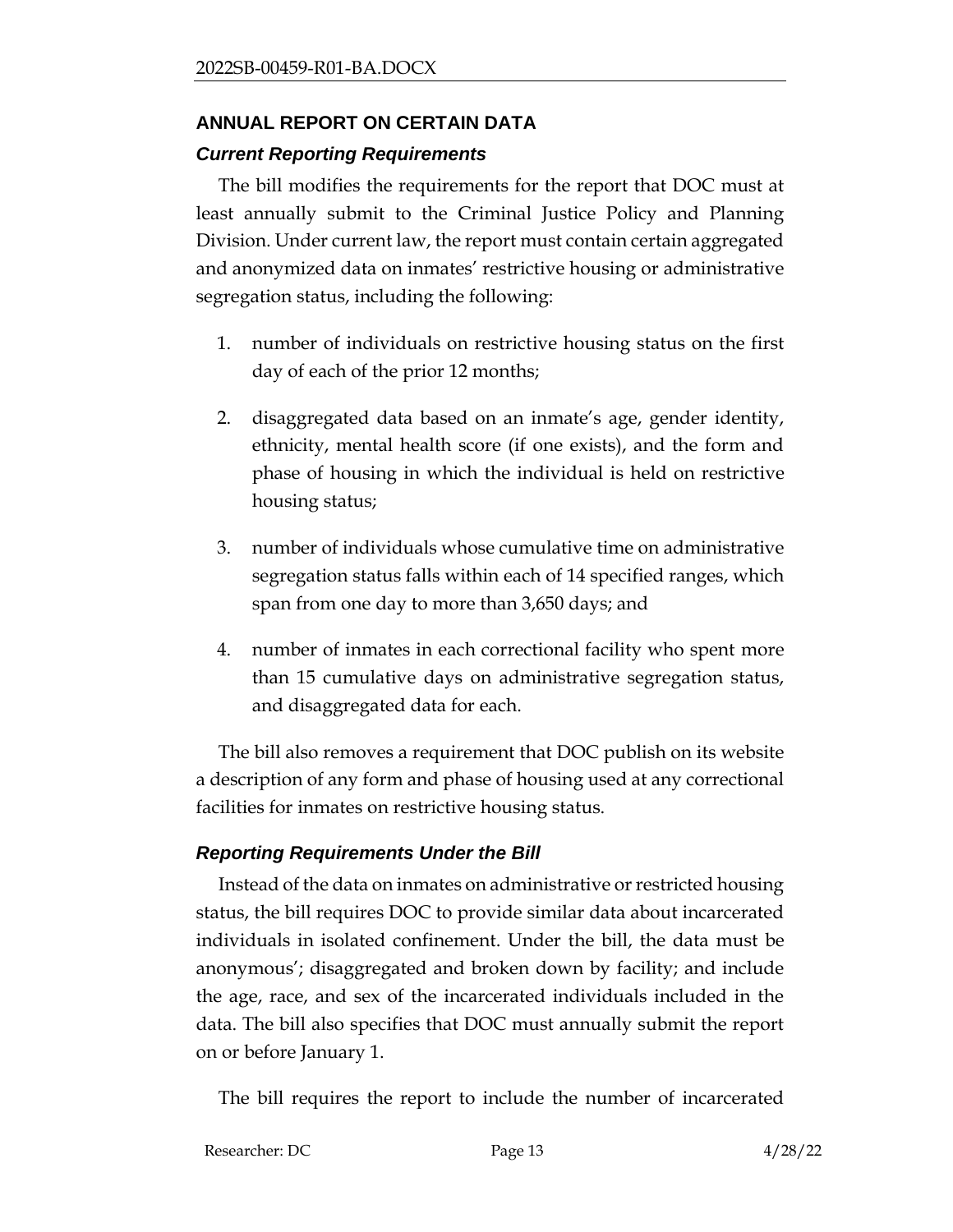## ANNUAL REPORT ON CERTAIN DATA

### *Current Reporting Requirements*

The bill modifies the requirements for the report that DOC must at least annually submit to the Criminal Justice Policy and Planning Division. Under current law, the report must contain certain aggregated and anonymized data on inmates' restrictive housing or administrative segregation status, including the following:

1. number of individuals on restrictive housing status on the first day of each of the prior 12 months;
2. disaggregated data based on an inmate's age, gender identity, ethnicity, mental health score (if one exists), and the form and phase of housing in which the individual is held on restrictive housing status;
3. number of individuals whose cumulative time on administrative segregation status falls within each of 14 specified ranges, which span from one day to more than 3,650 days; and
4. number of inmates in each correctional facility who spent more than 15 cumulative days on administrative segregation status, and disaggregated data for each.

The bill also removes a requirement that DOC publish on its website a description of any form and phase of housing used at any correctional facilities for inmates on restrictive housing status.

### *Reporting Requirements Under the Bill*

Instead of the data on inmates on administrative or restricted housing status, the bill requires DOC to provide similar data about incarcerated individuals in isolated confinement. Under the bill, the data must be anonymous'; disaggregated and broken down by facility; and include the age, race, and sex of the incarcerated individuals included in the data. The bill also specifies that DOC must annually submit the report on or before January 1.

The bill requires the report to include the number of incarcerated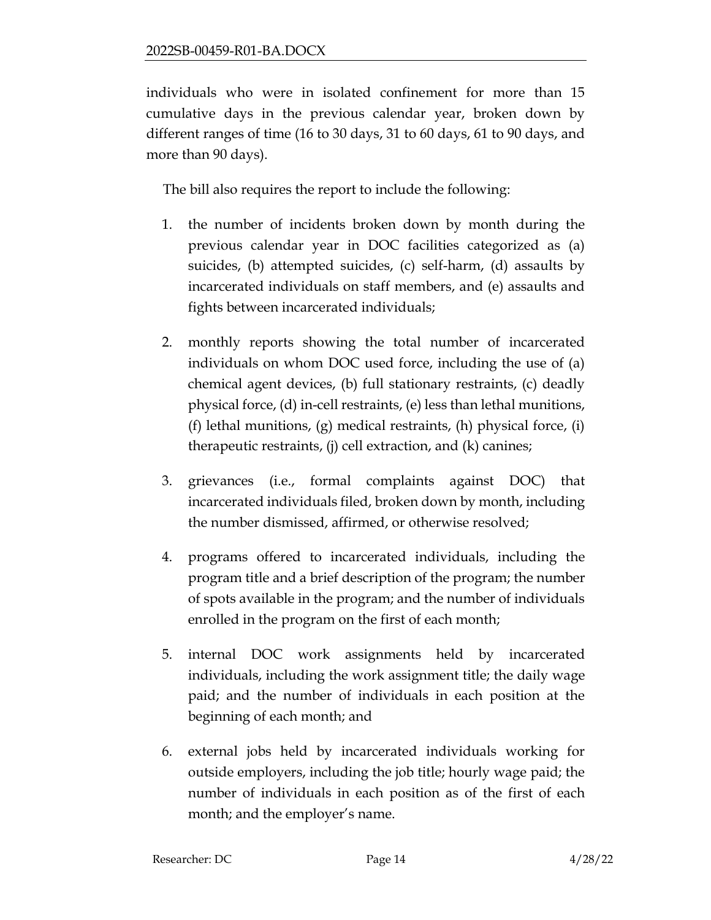individuals who were in isolated confinement for more than 15 cumulative days in the previous calendar year, broken down by different ranges of time (16 to 30 days, 31 to 60 days, 61 to 90 days, and more than 90 days).

The bill also requires the report to include the following:

1. the number of incidents broken down by month during the previous calendar year in DOC facilities categorized as (a) suicides, (b) attempted suicides, (c) self-harm, (d) assaults by incarcerated individuals on staff members, and (e) assaults and fights between incarcerated individuals;

2. monthly reports showing the total number of incarcerated individuals on whom DOC used force, including the use of (a) chemical agent devices, (b) full stationary restraints, (c) deadly physical force, (d) in-cell restraints, (e) less than lethal munitions, (f) lethal munitions, (g) medical restraints, (h) physical force, (i) therapeutic restraints, (j) cell extraction, and (k) canines;

3. grievances (i.e., formal complaints against DOC) that incarcerated individuals filed, broken down by month, including the number dismissed, affirmed, or otherwise resolved;

4. programs offered to incarcerated individuals, including the program title and a brief description of the program; the number of spots available in the program; and the number of individuals enrolled in the program on the first of each month;

5. internal DOC work assignments held by incarcerated individuals, including the work assignment title; the daily wage paid; and the number of individuals in each position at the beginning of each month; and

6. external jobs held by incarcerated individuals working for outside employers, including the job title; hourly wage paid; the number of individuals in each position as of the first of each month; and the employer's name.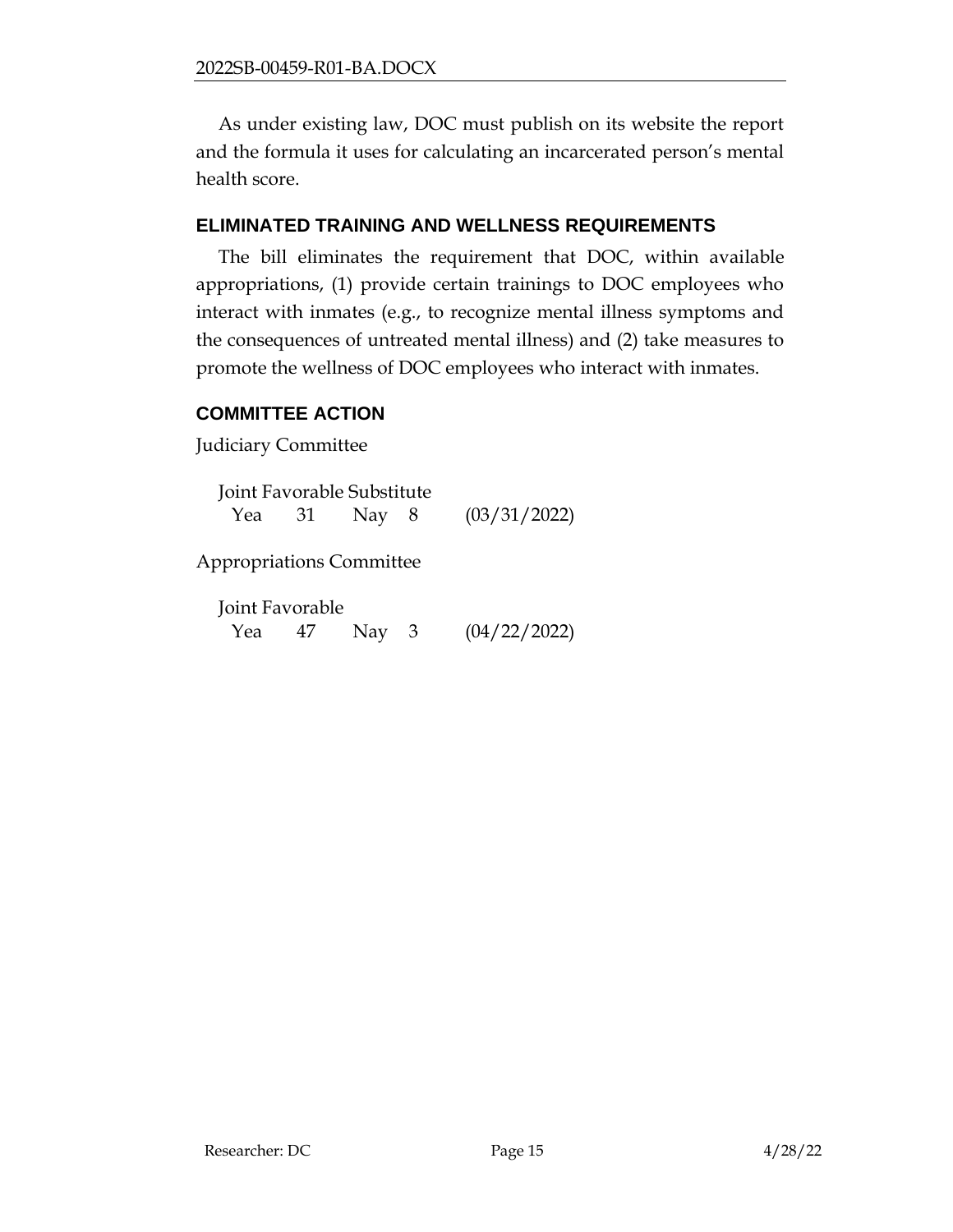As under existing law, DOC must publish on its website the report and the formula it uses for calculating an incarcerated person's mental health score.

## ELIMINATED TRAINING AND WELLNESS REQUIREMENTS

The bill eliminates the requirement that DOC, within available appropriations, (1) provide certain trainings to DOC employees who interact with inmates (e.g., to recognize mental illness symptoms and the consequences of untreated mental illness) and (2) take measures to promote the wellness of DOC employees who interact with inmates.

## COMMITTEE ACTION

Judiciary Committee

Joint Favorable Substitute
Yea 31 Nay 8 (03/31/2022)

Appropriations Committee

Joint Favorable
Yea 47 Nay 3 (04/22/2022)